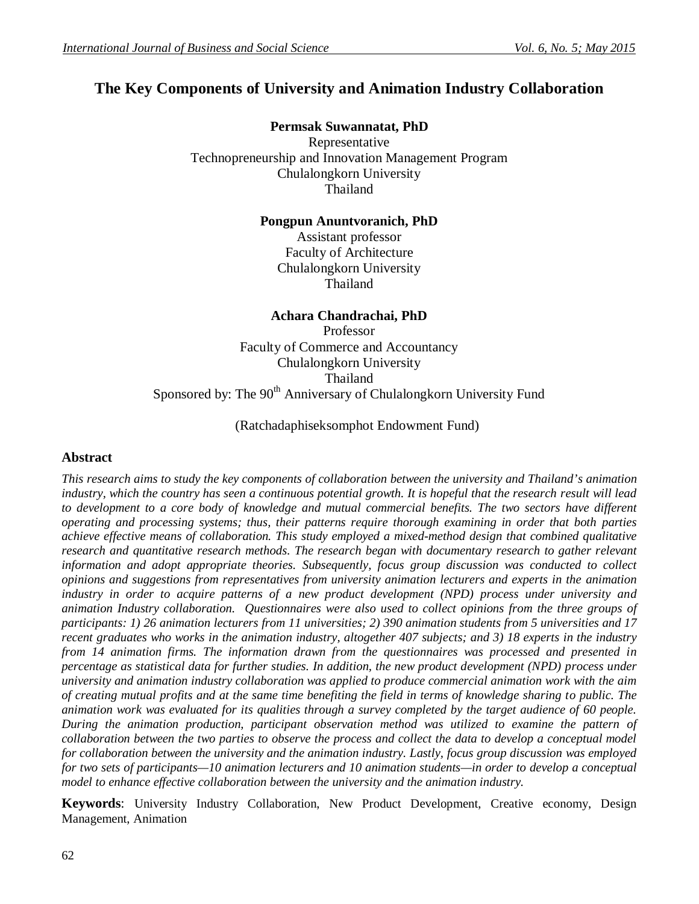# The Key Components of University and Animation Industry Collaboration

**Permsak Suwannatat, PhD**
Representative
Technopreneurship and Innovation Management Program
Chulalongkorn University
Thailand

**Pongpun Anuntvoranich, PhD**
Assistant professor
Faculty of Architecture
Chulalongkorn University
Thailand

**Achara Chandrachai, PhD**
Professor
Faculty of Commerce and Accountancy
Chulalongkorn University
Thailand
Sponsored by: The 90th Anniversary of Chulalongkorn University Fund

(Ratchadaphiseksomphot Endowment Fund)

## Abstract

*This research aims to study the key components of collaboration between the university and Thailand's animation industry, which the country has seen a continuous potential growth. It is hopeful that the research result will lead to development to a core body of knowledge and mutual commercial benefits. The two sectors have different operating and processing systems; thus, their patterns require thorough examining in order that both parties achieve effective means of collaboration. This study employed a mixed-method design that combined qualitative research and quantitative research methods. The research began with documentary research to gather relevant information and adopt appropriate theories. Subsequently, focus group discussion was conducted to collect opinions and suggestions from representatives from university animation lecturers and experts in the animation industry in order to acquire patterns of a new product development (NPD) process under university and animation Industry collaboration. Questionnaires were also used to collect opinions from the three groups of participants: 1) 26 animation lecturers from 11 universities; 2) 390 animation students from 5 universities and 17 recent graduates who works in the animation industry, altogether 407 subjects; and 3) 18 experts in the industry from 14 animation firms. The information drawn from the questionnaires was processed and presented in percentage as statistical data for further studies. In addition, the new product development (NPD) process under university and animation industry collaboration was applied to produce commercial animation work with the aim of creating mutual profits and at the same time benefiting the field in terms of knowledge sharing to public. The animation work was evaluated for its qualities through a survey completed by the target audience of 60 people. During the animation production, participant observation method was utilized to examine the pattern of collaboration between the two parties to observe the process and collect the data to develop a conceptual model for collaboration between the university and the animation industry. Lastly, focus group discussion was employed for two sets of participants—10 animation lecturers and 10 animation students—in order to develop a conceptual model to enhance effective collaboration between the university and the animation industry.*

**Keywords**: University Industry Collaboration, New Product Development, Creative economy, Design Management, Animation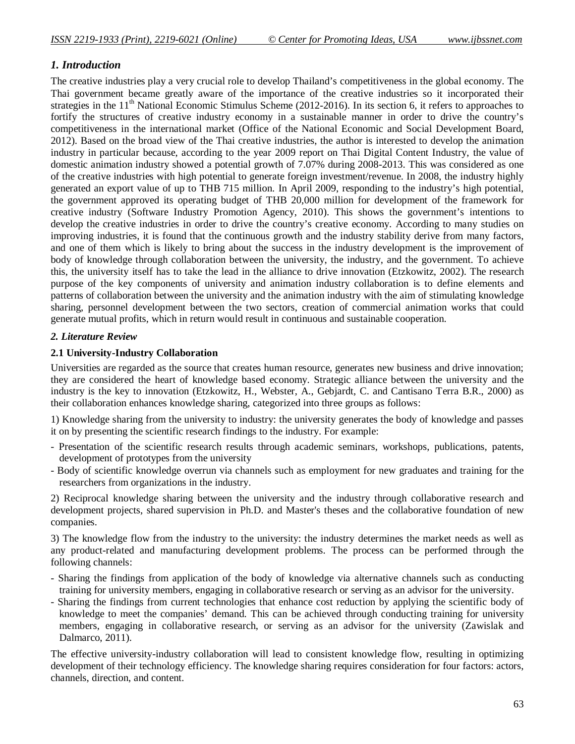## *1. Introduction*

The creative industries play a very crucial role to develop Thailand's competitiveness in the global economy. The Thai government became greatly aware of the importance of the creative industries so it incorporated their strategies in the 11th National Economic Stimulus Scheme (2012-2016). In its section 6, it refers to approaches to fortify the structures of creative industry economy in a sustainable manner in order to drive the country's competitiveness in the international market (Office of the National Economic and Social Development Board, 2012). Based on the broad view of the Thai creative industries, the author is interested to develop the animation industry in particular because, according to the year 2009 report on Thai Digital Content Industry, the value of domestic animation industry showed a potential growth of 7.07% during 2008-2013. This was considered as one of the creative industries with high potential to generate foreign investment/revenue. In 2008, the industry highly generated an export value of up to THB 715 million. In April 2009, responding to the industry's high potential, the government approved its operating budget of THB 20,000 million for development of the framework for creative industry (Software Industry Promotion Agency, 2010). This shows the government's intentions to develop the creative industries in order to drive the country's creative economy. According to many studies on improving industries, it is found that the continuous growth and the industry stability derive from many factors, and one of them which is likely to bring about the success in the industry development is the improvement of body of knowledge through collaboration between the university, the industry, and the government. To achieve this, the university itself has to take the lead in the alliance to drive innovation (Etzkowitz, 2002). The research purpose of the key components of university and animation industry collaboration is to define elements and patterns of collaboration between the university and the animation industry with the aim of stimulating knowledge sharing, personnel development between the two sectors, creation of commercial animation works that could generate mutual profits, which in return would result in continuous and sustainable cooperation.

## *2. Literature Review*

### 2.1 University-Industry Collaboration

Universities are regarded as the source that creates human resource, generates new business and drive innovation; they are considered the heart of knowledge based economy. Strategic alliance between the university and the industry is the key to innovation (Etzkowitz, H., Webster, A., Gebjardt, C. and Cantisano Terra B.R., 2000) as their collaboration enhances knowledge sharing, categorized into three groups as follows:

1) Knowledge sharing from the university to industry: the university generates the body of knowledge and passes it on by presenting the scientific research findings to the industry. For example:

- Presentation of the scientific research results through academic seminars, workshops, publications, patents, development of prototypes from the university
- Body of scientific knowledge overrun via channels such as employment for new graduates and training for the researchers from organizations in the industry.

2) Reciprocal knowledge sharing between the university and the industry through collaborative research and development projects, shared supervision in Ph.D. and Master's theses and the collaborative foundation of new companies.

3) The knowledge flow from the industry to the university: the industry determines the market needs as well as any product-related and manufacturing development problems. The process can be performed through the following channels:

- Sharing the findings from application of the body of knowledge via alternative channels such as conducting training for university members, engaging in collaborative research or serving as an advisor for the university.
- Sharing the findings from current technologies that enhance cost reduction by applying the scientific body of knowledge to meet the companies' demand. This can be achieved through conducting training for university members, engaging in collaborative research, or serving as an advisor for the university (Zawislak and Dalmarco, 2011).

The effective university-industry collaboration will lead to consistent knowledge flow, resulting in optimizing development of their technology efficiency. The knowledge sharing requires consideration for four factors: actors, channels, direction, and content.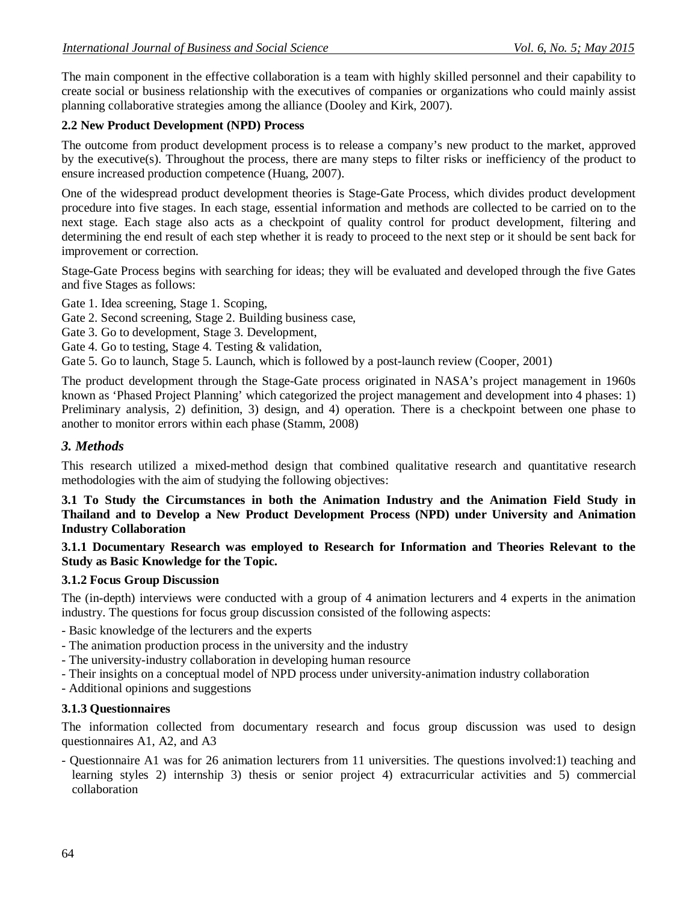The main component in the effective collaboration is a team with highly skilled personnel and their capability to create social or business relationship with the executives of companies or organizations who could mainly assist planning collaborative strategies among the alliance (Dooley and Kirk, 2007).

### 2.2 New Product Development (NPD) Process

The outcome from product development process is to release a company's new product to the market, approved by the executive(s). Throughout the process, there are many steps to filter risks or inefficiency of the product to ensure increased production competence (Huang, 2007).

One of the widespread product development theories is Stage-Gate Process, which divides product development procedure into five stages. In each stage, essential information and methods are collected to be carried on to the next stage. Each stage also acts as a checkpoint of quality control for product development, filtering and determining the end result of each step whether it is ready to proceed to the next step or it should be sent back for improvement or correction.

Stage-Gate Process begins with searching for ideas; they will be evaluated and developed through the five Gates and five Stages as follows:

Gate 1. Idea screening, Stage 1. Scoping,
Gate 2. Second screening, Stage 2. Building business case,
Gate 3. Go to development, Stage 3. Development,
Gate 4. Go to testing, Stage 4. Testing & validation,
Gate 5. Go to launch, Stage 5. Launch, which is followed by a post-launch review (Cooper, 2001)

The product development through the Stage-Gate process originated in NASA's project management in 1960s known as 'Phased Project Planning' which categorized the project management and development into 4 phases: 1) Preliminary analysis, 2) definition, 3) design, and 4) operation. There is a checkpoint between one phase to another to monitor errors within each phase (Stamm, 2008)

## *3. Methods*

This research utilized a mixed-method design that combined qualitative research and quantitative research methodologies with the aim of studying the following objectives:

### 3.1 To Study the Circumstances in both the Animation Industry and the Animation Field Study in Thailand and to Develop a New Product Development Process (NPD) under University and Animation Industry Collaboration

#### 3.1.1 Documentary Research was employed to Research for Information and Theories Relevant to the Study as Basic Knowledge for the Topic.

#### 3.1.2 Focus Group Discussion

The (in-depth) interviews were conducted with a group of 4 animation lecturers and 4 experts in the animation industry. The questions for focus group discussion consisted of the following aspects:

- Basic knowledge of the lecturers and the experts
- The animation production process in the university and the industry
- The university-industry collaboration in developing human resource
- Their insights on a conceptual model of NPD process under university-animation industry collaboration
- Additional opinions and suggestions

#### 3.1.3 Questionnaires

The information collected from documentary research and focus group discussion was used to design questionnaires A1, A2, and A3

- Questionnaire A1 was for 26 animation lecturers from 11 universities. The questions involved:1) teaching and learning styles 2) internship 3) thesis or senior project 4) extracurricular activities and 5) commercial collaboration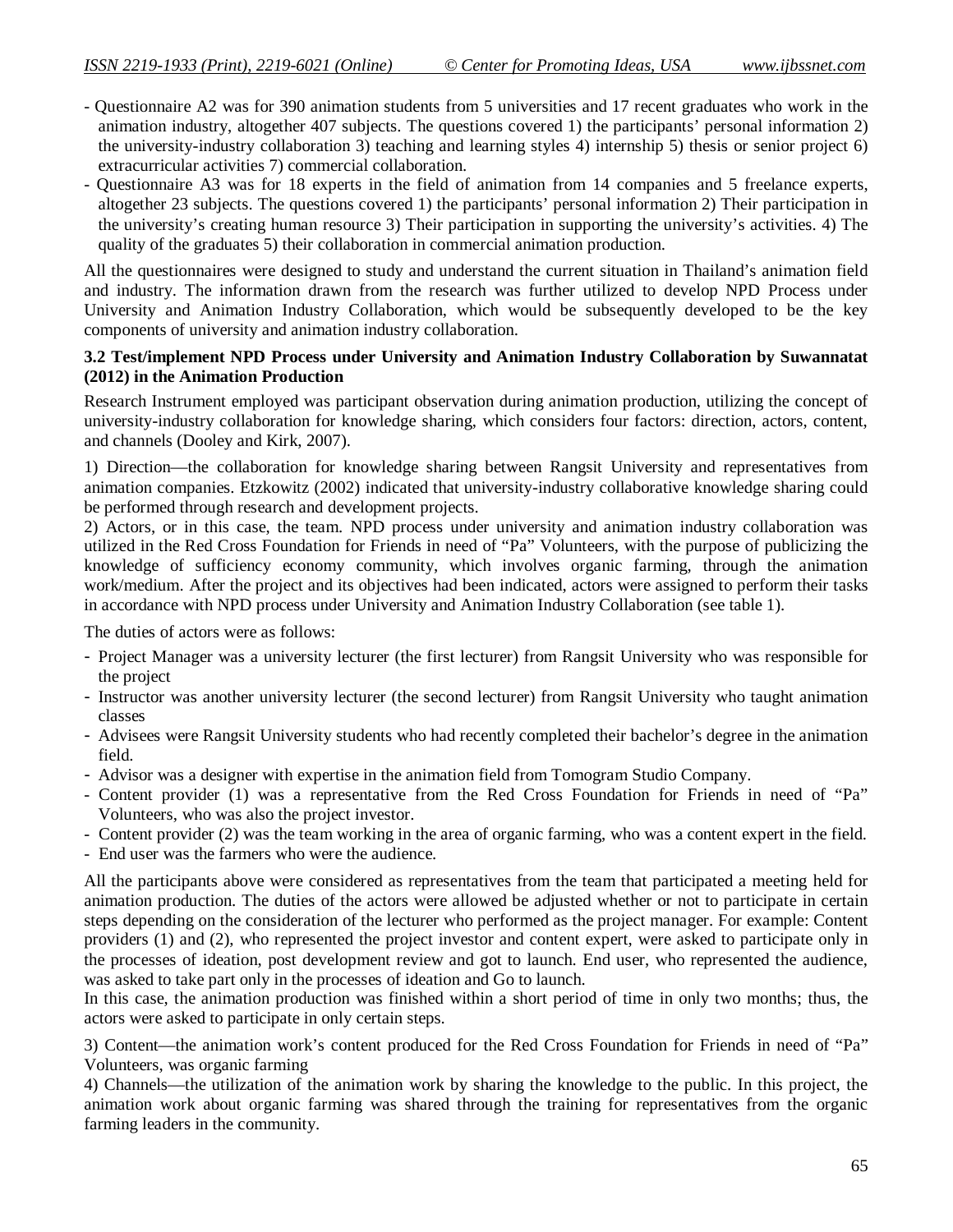- Questionnaire A2 was for 390 animation students from 5 universities and 17 recent graduates who work in the animation industry, altogether 407 subjects. The questions covered 1) the participants' personal information 2) the university-industry collaboration 3) teaching and learning styles 4) internship 5) thesis or senior project 6) extracurricular activities 7) commercial collaboration.
- Questionnaire A3 was for 18 experts in the field of animation from 14 companies and 5 freelance experts, altogether 23 subjects. The questions covered 1) the participants' personal information 2) Their participation in the university's creating human resource 3) Their participation in supporting the university's activities. 4) The quality of the graduates 5) their collaboration in commercial animation production.

All the questionnaires were designed to study and understand the current situation in Thailand's animation field and industry. The information drawn from the research was further utilized to develop NPD Process under University and Animation Industry Collaboration, which would be subsequently developed to be the key components of university and animation industry collaboration.

### 3.2 Test/implement NPD Process under University and Animation Industry Collaboration by Suwannatat (2012) in the Animation Production

Research Instrument employed was participant observation during animation production, utilizing the concept of university-industry collaboration for knowledge sharing, which considers four factors: direction, actors, content, and channels (Dooley and Kirk, 2007).

1) Direction—the collaboration for knowledge sharing between Rangsit University and representatives from animation companies. Etzkowitz (2002) indicated that university-industry collaborative knowledge sharing could be performed through research and development projects.

2) Actors, or in this case, the team. NPD process under university and animation industry collaboration was utilized in the Red Cross Foundation for Friends in need of "Pa" Volunteers, with the purpose of publicizing the knowledge of sufficiency economy community, which involves organic farming, through the animation work/medium. After the project and its objectives had been indicated, actors were assigned to perform their tasks in accordance with NPD process under University and Animation Industry Collaboration (see table 1).

The duties of actors were as follows:

- Project Manager was a university lecturer (the first lecturer) from Rangsit University who was responsible for the project
- Instructor was another university lecturer (the second lecturer) from Rangsit University who taught animation classes
- Advisees were Rangsit University students who had recently completed their bachelor's degree in the animation field.
- Advisor was a designer with expertise in the animation field from Tomogram Studio Company.
- Content provider (1) was a representative from the Red Cross Foundation for Friends in need of "Pa" Volunteers, who was also the project investor.
- Content provider (2) was the team working in the area of organic farming, who was a content expert in the field.
- End user was the farmers who were the audience.

All the participants above were considered as representatives from the team that participated a meeting held for animation production. The duties of the actors were allowed be adjusted whether or not to participate in certain steps depending on the consideration of the lecturer who performed as the project manager. For example: Content providers (1) and (2), who represented the project investor and content expert, were asked to participate only in the processes of ideation, post development review and got to launch. End user, who represented the audience, was asked to take part only in the processes of ideation and Go to launch.

In this case, the animation production was finished within a short period of time in only two months; thus, the actors were asked to participate in only certain steps.

3) Content—the animation work's content produced for the Red Cross Foundation for Friends in need of "Pa" Volunteers, was organic farming

4) Channels—the utilization of the animation work by sharing the knowledge to the public. In this project, the animation work about organic farming was shared through the training for representatives from the organic farming leaders in the community.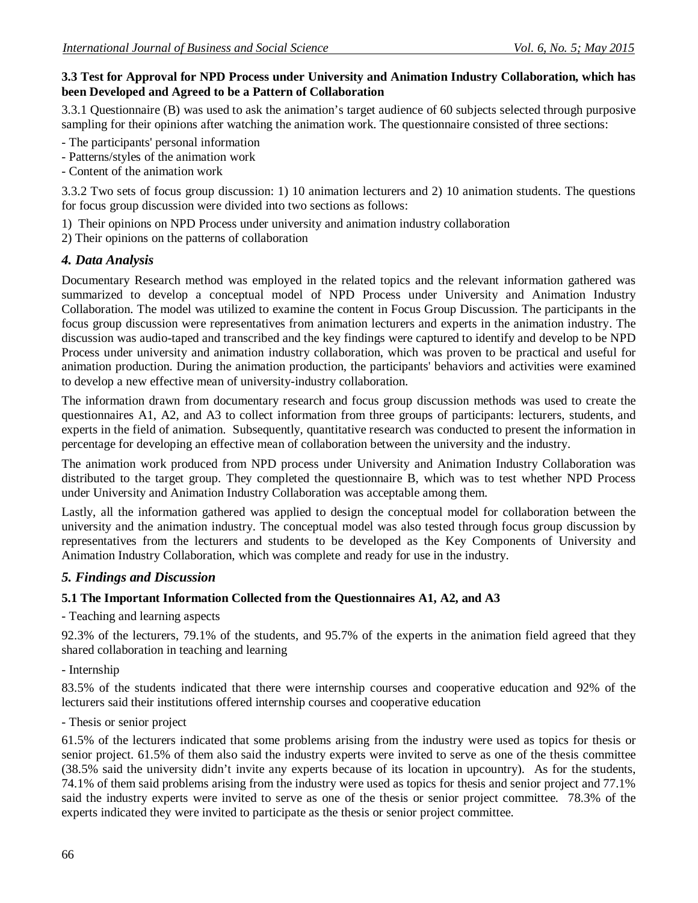### 3.3 Test for Approval for NPD Process under University and Animation Industry Collaboration, which has been Developed and Agreed to be a Pattern of Collaboration

3.3.1 Questionnaire (B) was used to ask the animation's target audience of 60 subjects selected through purposive sampling for their opinions after watching the animation work. The questionnaire consisted of three sections:

- The participants' personal information
- Patterns/styles of the animation work
- Content of the animation work

3.3.2 Two sets of focus group discussion: 1) 10 animation lecturers and 2) 10 animation students. The questions for focus group discussion were divided into two sections as follows:

1) Their opinions on NPD Process under university and animation industry collaboration
2) Their opinions on the patterns of collaboration

## *4. Data Analysis*

Documentary Research method was employed in the related topics and the relevant information gathered was summarized to develop a conceptual model of NPD Process under University and Animation Industry Collaboration. The model was utilized to examine the content in Focus Group Discussion. The participants in the focus group discussion were representatives from animation lecturers and experts in the animation industry. The discussion was audio-taped and transcribed and the key findings were captured to identify and develop to be NPD Process under university and animation industry collaboration, which was proven to be practical and useful for animation production. During the animation production, the participants' behaviors and activities were examined to develop a new effective mean of university-industry collaboration.

The information drawn from documentary research and focus group discussion methods was used to create the questionnaires A1, A2, and A3 to collect information from three groups of participants: lecturers, students, and experts in the field of animation. Subsequently, quantitative research was conducted to present the information in percentage for developing an effective mean of collaboration between the university and the industry.

The animation work produced from NPD process under University and Animation Industry Collaboration was distributed to the target group. They completed the questionnaire B, which was to test whether NPD Process under University and Animation Industry Collaboration was acceptable among them.

Lastly, all the information gathered was applied to design the conceptual model for collaboration between the university and the animation industry. The conceptual model was also tested through focus group discussion by representatives from the lecturers and students to be developed as the Key Components of University and Animation Industry Collaboration, which was complete and ready for use in the industry.

## *5. Findings and Discussion*

### 5.1 The Important Information Collected from the Questionnaires A1, A2, and A3

- Teaching and learning aspects

92.3% of the lecturers, 79.1% of the students, and 95.7% of the experts in the animation field agreed that they shared collaboration in teaching and learning

- Internship

83.5% of the students indicated that there were internship courses and cooperative education and 92% of the lecturers said their institutions offered internship courses and cooperative education

- Thesis or senior project

61.5% of the lecturers indicated that some problems arising from the industry were used as topics for thesis or senior project. 61.5% of them also said the industry experts were invited to serve as one of the thesis committee (38.5% said the university didn't invite any experts because of its location in upcountry). As for the students, 74.1% of them said problems arising from the industry were used as topics for thesis and senior project and 77.1% said the industry experts were invited to serve as one of the thesis or senior project committee. 78.3% of the experts indicated they were invited to participate as the thesis or senior project committee.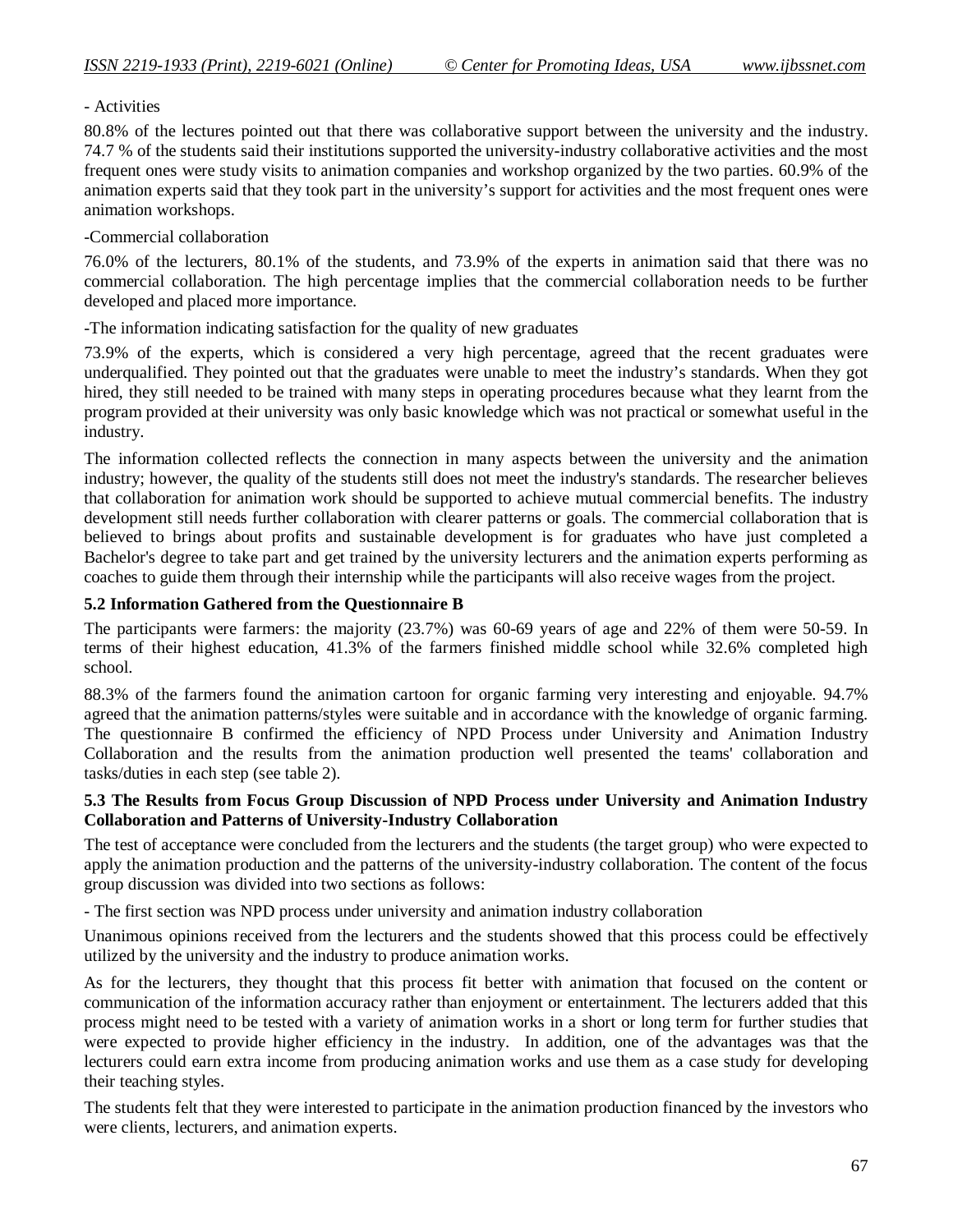- Activities

80.8% of the lectures pointed out that there was collaborative support between the university and the industry. 74.7 % of the students said their institutions supported the university-industry collaborative activities and the most frequent ones were study visits to animation companies and workshop organized by the two parties. 60.9% of the animation experts said that they took part in the university's support for activities and the most frequent ones were animation workshops.

-Commercial collaboration

76.0% of the lecturers, 80.1% of the students, and 73.9% of the experts in animation said that there was no commercial collaboration. The high percentage implies that the commercial collaboration needs to be further developed and placed more importance.

-The information indicating satisfaction for the quality of new graduates

73.9% of the experts, which is considered a very high percentage, agreed that the recent graduates were underqualified. They pointed out that the graduates were unable to meet the industry's standards. When they got hired, they still needed to be trained with many steps in operating procedures because what they learnt from the program provided at their university was only basic knowledge which was not practical or somewhat useful in the industry.

The information collected reflects the connection in many aspects between the university and the animation industry; however, the quality of the students still does not meet the industry's standards. The researcher believes that collaboration for animation work should be supported to achieve mutual commercial benefits. The industry development still needs further collaboration with clearer patterns or goals. The commercial collaboration that is believed to brings about profits and sustainable development is for graduates who have just completed a Bachelor's degree to take part and get trained by the university lecturers and the animation experts performing as coaches to guide them through their internship while the participants will also receive wages from the project.

### 5.2 Information Gathered from the Questionnaire B

The participants were farmers: the majority (23.7%) was 60-69 years of age and 22% of them were 50-59. In terms of their highest education, 41.3% of the farmers finished middle school while 32.6% completed high school.

88.3% of the farmers found the animation cartoon for organic farming very interesting and enjoyable. 94.7% agreed that the animation patterns/styles were suitable and in accordance with the knowledge of organic farming. The questionnaire B confirmed the efficiency of NPD Process under University and Animation Industry Collaboration and the results from the animation production well presented the teams' collaboration and tasks/duties in each step (see table 2).

### 5.3 The Results from Focus Group Discussion of NPD Process under University and Animation Industry Collaboration and Patterns of University-Industry Collaboration

The test of acceptance were concluded from the lecturers and the students (the target group) who were expected to apply the animation production and the patterns of the university-industry collaboration. The content of the focus group discussion was divided into two sections as follows:

- The first section was NPD process under university and animation industry collaboration

Unanimous opinions received from the lecturers and the students showed that this process could be effectively utilized by the university and the industry to produce animation works.

As for the lecturers, they thought that this process fit better with animation that focused on the content or communication of the information accuracy rather than enjoyment or entertainment. The lecturers added that this process might need to be tested with a variety of animation works in a short or long term for further studies that were expected to provide higher efficiency in the industry. In addition, one of the advantages was that the lecturers could earn extra income from producing animation works and use them as a case study for developing their teaching styles.

The students felt that they were interested to participate in the animation production financed by the investors who were clients, lecturers, and animation experts.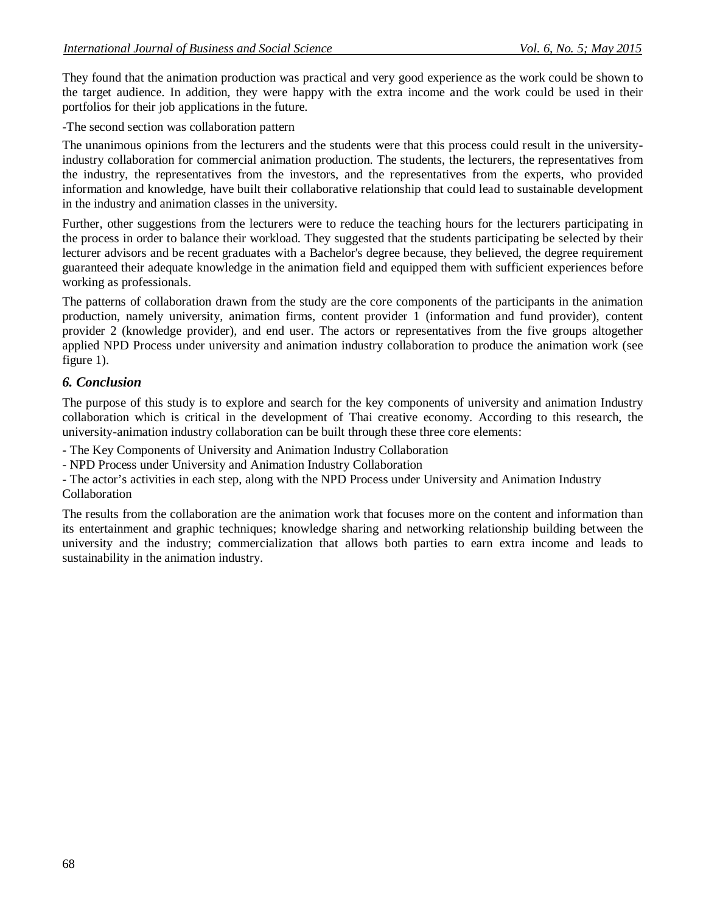They found that the animation production was practical and very good experience as the work could be shown to the target audience. In addition, they were happy with the extra income and the work could be used in their portfolios for their job applications in the future.

-The second section was collaboration pattern

The unanimous opinions from the lecturers and the students were that this process could result in the university-industry collaboration for commercial animation production. The students, the lecturers, the representatives from the industry, the representatives from the investors, and the representatives from the experts, who provided information and knowledge, have built their collaborative relationship that could lead to sustainable development in the industry and animation classes in the university.

Further, other suggestions from the lecturers were to reduce the teaching hours for the lecturers participating in the process in order to balance their workload. They suggested that the students participating be selected by their lecturer advisors and be recent graduates with a Bachelor's degree because, they believed, the degree requirement guaranteed their adequate knowledge in the animation field and equipped them with sufficient experiences before working as professionals.

The patterns of collaboration drawn from the study are the core components of the participants in the animation production, namely university, animation firms, content provider 1 (information and fund provider), content provider 2 (knowledge provider), and end user. The actors or representatives from the five groups altogether applied NPD Process under university and animation industry collaboration to produce the animation work (see figure 1).

## *6. Conclusion*

The purpose of this study is to explore and search for the key components of university and animation Industry collaboration which is critical in the development of Thai creative economy. According to this research, the university-animation industry collaboration can be built through these three core elements:

- The Key Components of University and Animation Industry Collaboration
- NPD Process under University and Animation Industry Collaboration
- The actor's activities in each step, along with the NPD Process under University and Animation Industry Collaboration

The results from the collaboration are the animation work that focuses more on the content and information than its entertainment and graphic techniques; knowledge sharing and networking relationship building between the university and the industry; commercialization that allows both parties to earn extra income and leads to sustainability in the animation industry.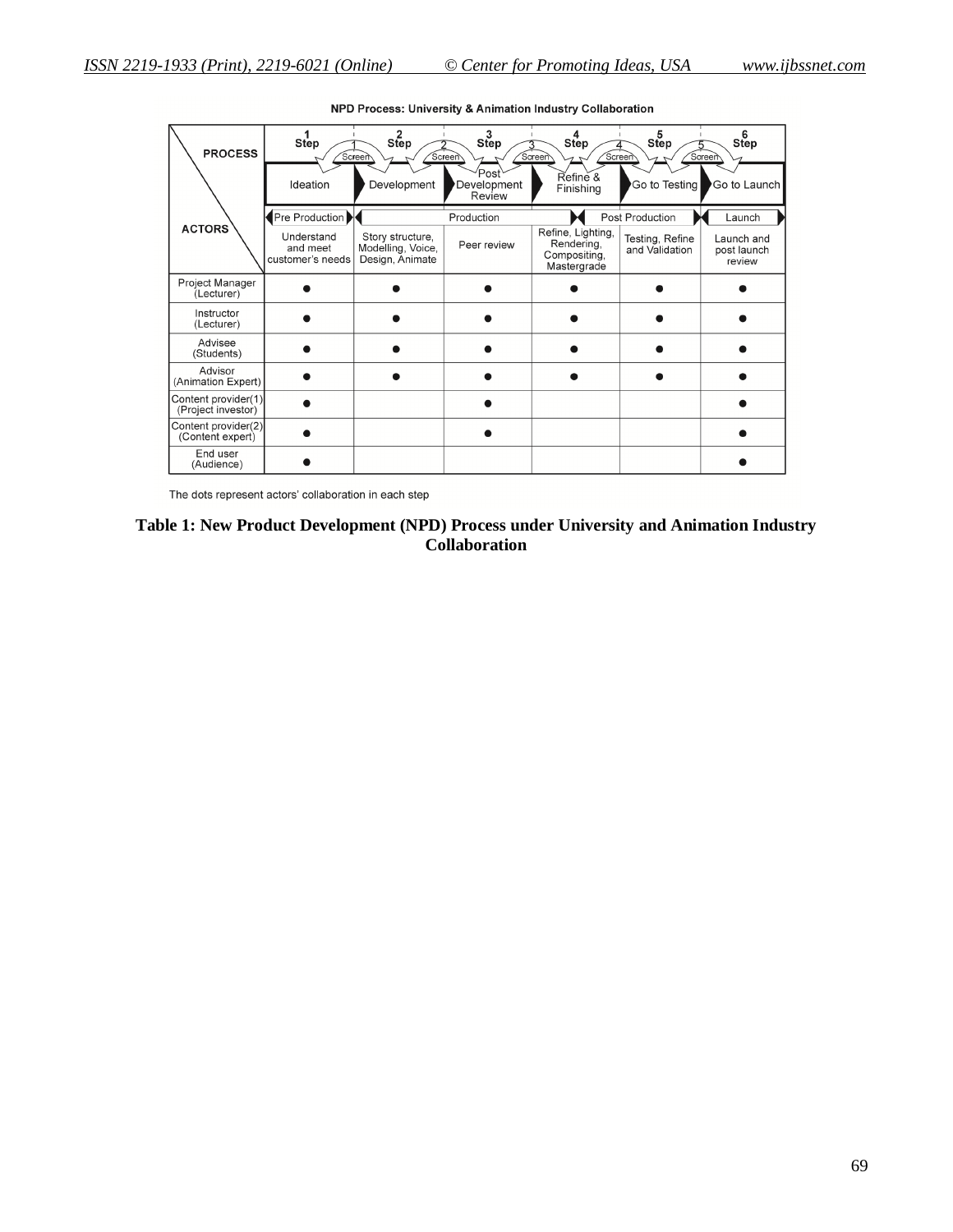**NPD Process: University & Animation Industry Collaboration**

| PROCESS / ACTORS | Step 1 | Step 2 | Step 3 | Step 4 | Step 5 | Step 6 |
|---|---|---|---|---|---|---|
| | Ideation | Development | Post Development Review | Refine & Finishing | Go to Testing | Go to Launch |
| | Pre Production | Production | | Post Production | | Launch |
| | Understand and meet customer's needs | Story structure, Modelling, Voice, Design, Animate | Peer review | Refine, Lighting, Rendering, Compositing, Mastergrade | Testing, Refine and Validation | Launch and post launch review |
| Project Manager (Lecturer) | ● | ● | ● | ● | ● | ● |
| Instructor (Lecturer) | ● | ● | ● | ● | ● | ● |
| Advisee (Students) | ● | ● | ● | ● | ● | ● |
| Advisor (Animation Expert) | ● | ● | ● | ● | ● | ● |
| Content provider(1) (Project investor) | ● | | ● | | | ● |
| Content provider(2) (Content expert) | ● | | ● | | | ● |
| End user (Audience) | ● | | | | | ● |

Screens 1–5 occur between consecutive steps.

The dots represent actors' collaboration in each step

**Table 1: New Product Development (NPD) Process under University and Animation Industry Collaboration**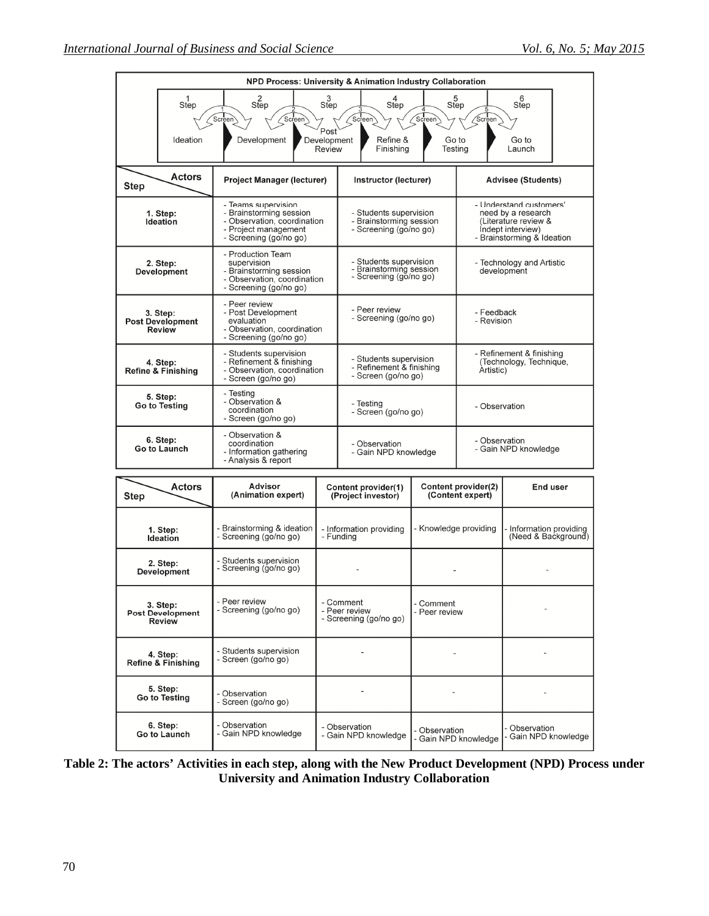**NPD Process: University & Animation Industry Collaboration**

| Step 1 | | Step 2 | | Step 3 | | Step 4 | | Step 5 | | Step 6 |
|---|---|---|---|---|---|---|---|---|---|---|
| Ideation | Screen 1 | Development | Screen 2 | Post Development Review | Screen 3 | Refine & Finishing | Screen 4 | Go to Testing | Screen 5 | Go to Launch |

| Step / Actors | Project Manager (lecturer) | Instructor (lecturer) | Advisee (Students) |
|---|---|---|---|
| 1. Step: Ideation | - Teams supervision<br>- Brainstorming session<br>- Observation, coordination<br>- Project management<br>- Screening (go/no go) | - Students supervision<br>- Brainstorming session<br>- Screening (go/no go) | - Understand customers' need by a research (Literature review & Indept interview)<br>- Brainstorming & Ideation |
| 2. Step: Development | - Production Team supervision<br>- Brainstorming session<br>- Observation, coordination<br>- Screening (go/no go) | - Students supervision<br>- Brainstorming session<br>- Screening (go/no go) | - Technology and Artistic development |
| 3. Step: Post Development Review | - Peer review<br>- Post Development evaluation<br>- Observation, coordination<br>- Screening (go/no go) | - Peer review<br>- Screening (go/no go) | - Feedback<br>- Revision |
| 4. Step: Refine & Finishing | - Students supervision<br>- Refinement & finishing<br>- Observation, coordination<br>- Screen (go/no go) | - Students supervision<br>- Refinement & finishing<br>- Screen (go/no go) | - Refinement & finishing (Technology, Technique, Artistic) |
| 5. Step: Go to Testing | - Testing<br>- Observation & coordination<br>- Screen (go/no go) | - Testing<br>- Screen (go/no go) | - Observation |
| 6. Step: Go to Launch | - Observation & coordination<br>- Information gathering<br>- Analysis & report | - Observation<br>- Gain NPD knowledge | - Observation<br>- Gain NPD knowledge |

| Step / Actors | Advisor (Animation expert) | Content provider(1) (Project investor) | Content provider(2) (Content expert) | End user |
|---|---|---|---|---|
| 1. Step: Ideation | - Brainstorming & ideation<br>- Screening (go/no go) | - Information providing<br>- Funding | - Knowledge providing | - Information providing (Need & Background) |
| 2. Step: Development | - Students supervision<br>- Screening (go/no go) | - | - | - |
| 3. Step: Post Development Review | - Peer review<br>- Screening (go/no go) | - Comment<br>- Peer review<br>- Screening (go/no go) | - Comment<br>- Peer review | - |
| 4. Step: Refine & Finishing | - Students supervision<br>- Screen (go/no go) | - | - | - |
| 5. Step: Go to Testing | - Observation<br>- Screen (go/no go) | - | - | - |
| 6. Step: Go to Launch | - Observation<br>- Gain NPD knowledge | - Observation<br>- Gain NPD knowledge | - Observation<br>- Gain NPD knowledge | - Observation<br>- Gain NPD knowledge |

**Table 2: The actors' Activities in each step, along with the New Product Development (NPD) Process under University and Animation Industry Collaboration**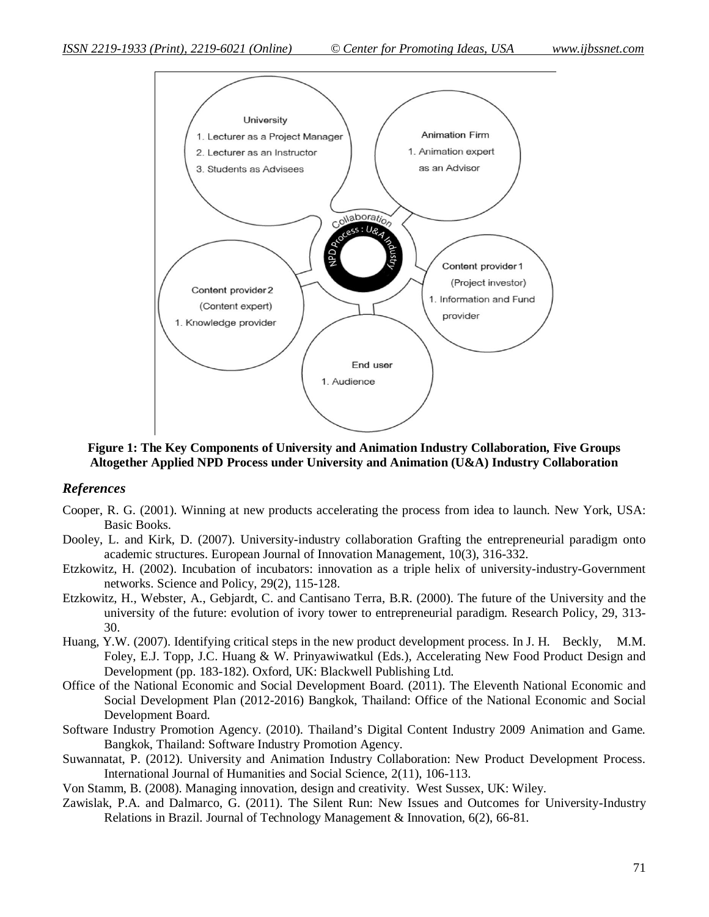University

1. Lecturer as a Project Manager
2. Lecturer as an Instructor
3. Students as Advisees

Animation Firm

1. Animation expert as an Advisor

Collaboration

NPD Process : U&A Industry

Content provider 1 (Project investor)

1. Information and Fund provider

Content provider 2 (Content expert)

1. Knowledge provider

End user

1. Audience

**Figure 1: The Key Components of University and Animation Industry Collaboration, Five Groups Altogether Applied NPD Process under University and Animation (U&A) Industry Collaboration**

## *References*

Cooper, R. G. (2001). Winning at new products accelerating the process from idea to launch. New York, USA: Basic Books.

Dooley, L. and Kirk, D. (2007). University-industry collaboration Grafting the entrepreneurial paradigm onto academic structures. European Journal of Innovation Management, 10(3), 316-332.

Etzkowitz, H. (2002). Incubation of incubators: innovation as a triple helix of university-industry-Government networks. Science and Policy, 29(2), 115-128.

Etzkowitz, H., Webster, A., Gebjardt, C. and Cantisano Terra, B.R. (2000). The future of the University and the university of the future: evolution of ivory tower to entrepreneurial paradigm. Research Policy, 29, 313-30.

Huang, Y.W. (2007). Identifying critical steps in the new product development process. In J. H. Beckly, M.M. Foley, E.J. Topp, J.C. Huang & W. Prinyawiwatkul (Eds.), Accelerating New Food Product Design and Development (pp. 183-182). Oxford, UK: Blackwell Publishing Ltd.

Office of the National Economic and Social Development Board. (2011). The Eleventh National Economic and Social Development Plan (2012-2016) Bangkok, Thailand: Office of the National Economic and Social Development Board.

Software Industry Promotion Agency. (2010). Thailand's Digital Content Industry 2009 Animation and Game. Bangkok, Thailand: Software Industry Promotion Agency.

Suwannatat, P. (2012). University and Animation Industry Collaboration: New Product Development Process. International Journal of Humanities and Social Science, 2(11), 106-113.

Von Stamm, B. (2008). Managing innovation, design and creativity. West Sussex, UK: Wiley.

Zawislak, P.A. and Dalmarco, G. (2011). The Silent Run: New Issues and Outcomes for University-Industry Relations in Brazil. Journal of Technology Management & Innovation, 6(2), 66-81.